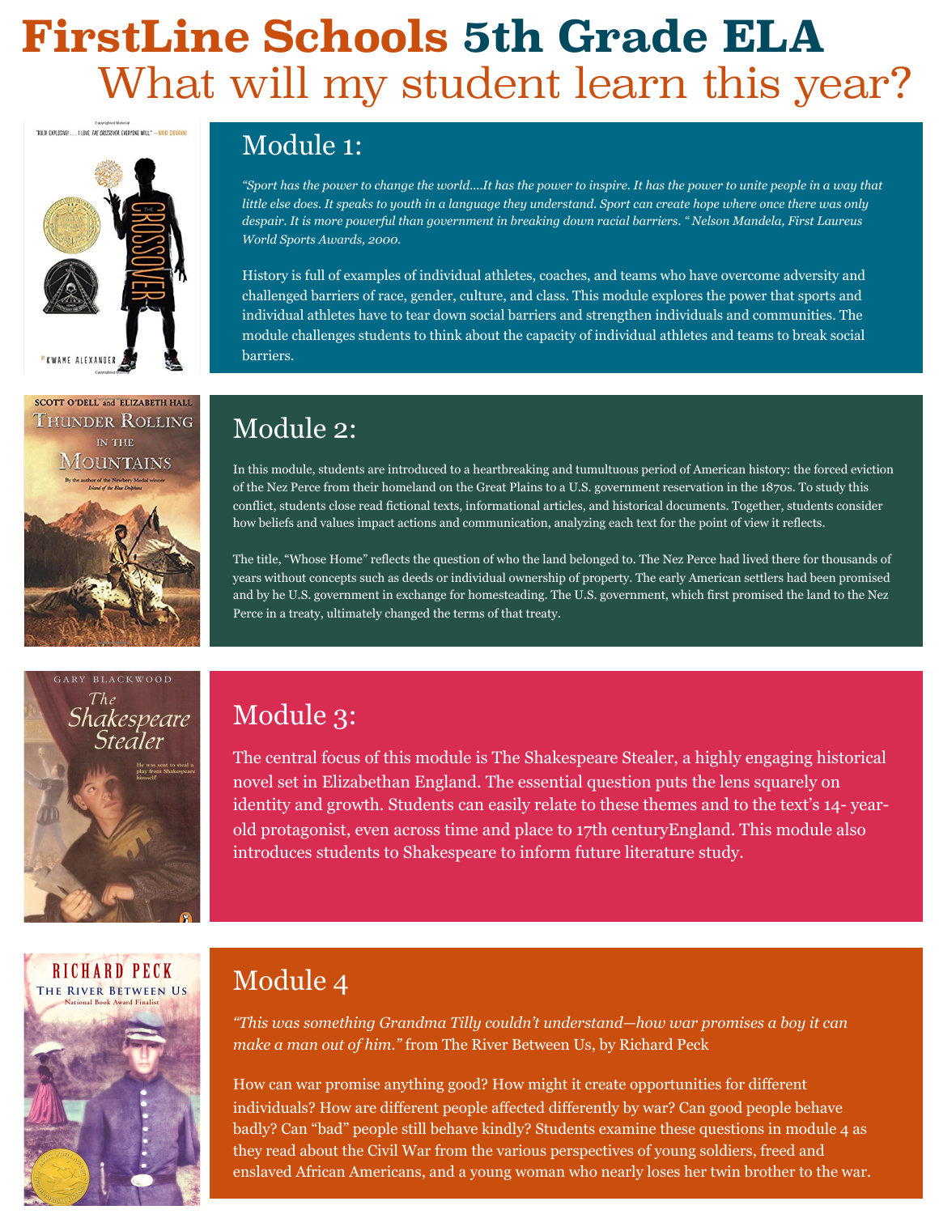# FirstLine Schools 5th Grade ELA

## What will my student learn this year?

## Module 1:

*"Sport has the power to change the world....It has the power to inspire. It has the power to unite people in a way that little else does. It speaks to youth in a language they understand. Sport can create hope where once there was only despair. It is more powerful than government in breaking down racial barriers. " Nelson Mandela, First Laureus World Sports Awards, 2000.*

History is full of examples of individual athletes, coaches, and teams who have overcome adversity and challenged barriers of race, gender, culture, and class. This module explores the power that sports and individual athletes have to tear down social barriers and strengthen individuals and communities. The module challenges students to think about the capacity of individual athletes and teams to break social barriers.

## Module 2:

In this module, students are introduced to a heartbreaking and tumultuous period of American history: the forced eviction of the Nez Perce from their homeland on the Great Plains to a U.S. government reservation in the 1870s. To study this conflict, students close read fictional texts, informational articles, and historical documents. Together, students consider how beliefs and values impact actions and communication, analyzing each text for the point of view it reflects.

The title, "Whose Home" reflects the question of who the land belonged to. The Nez Perce had lived there for thousands of years without concepts such as deeds or individual ownership of property. The early American settlers had been promised and by he U.S. government in exchange for homesteading. The U.S. government, which first promised the land to the Nez Perce in a treaty, ultimately changed the terms of that treaty.

## Module 3:

The central focus of this module is The Shakespeare Stealer, a highly engaging historical novel set in Elizabethan England. The essential question puts the lens squarely on identity and growth. Students can easily relate to these themes and to the text's 14- year-old protagonist, even across time and place to 17th centuryEngland. This module also introduces students to Shakespeare to inform future literature study.

## Module 4

*"This was something Grandma Tilly couldn't understand—how war promises a boy it can make a man out of him."* from The River Between Us, by Richard Peck

How can war promise anything good? How might it create opportunities for different individuals? How are different people affected differently by war? Can good people behave badly? Can "bad" people still behave kindly? Students examine these questions in module 4 as they read about the Civil War from the various perspectives of young soldiers, freed and enslaved African Americans, and a young woman who nearly loses her twin brother to the war.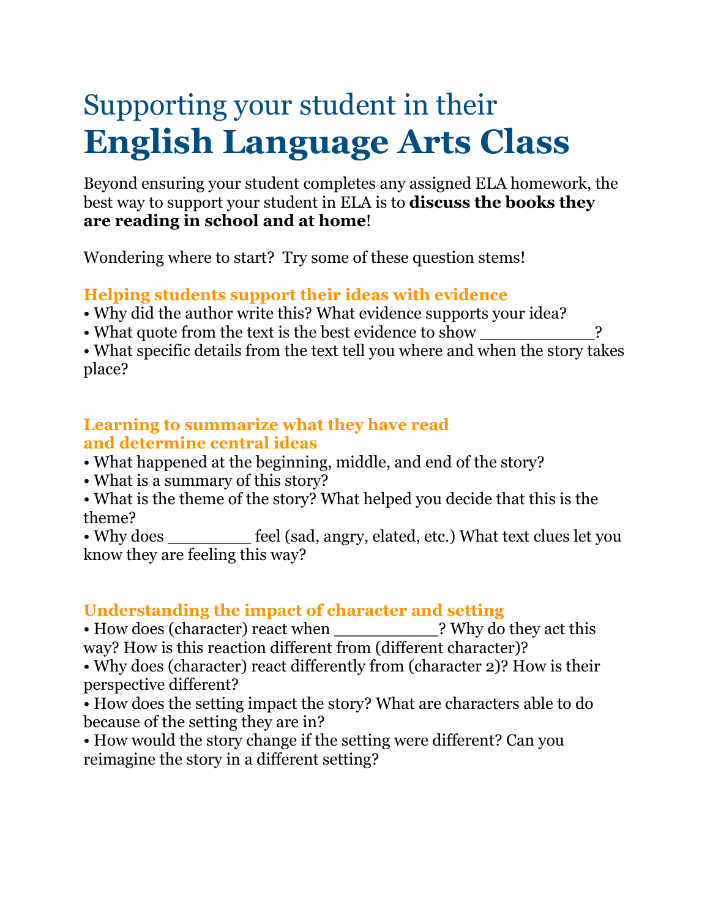# Supporting your student in their **English Language Arts Class**

Beyond ensuring your student completes any assigned ELA homework, the best way to support your student in ELA is to **discuss the books they are reading in school and at home**!

Wondering where to start? Try some of these question stems!

### Helping students support their ideas with evidence

- Why did the author write this? What evidence supports your idea?
- What quote from the text is the best evidence to show ___________?
- What specific details from the text tell you where and when the story takes place?

### Learning to summarize what they have read and determine central ideas

- What happened at the beginning, middle, and end of the story?
- What is a summary of this story?
- What is the theme of the story? What helped you decide that this is the theme?
- Why does ________ feel (sad, angry, elated, etc.) What text clues let you know they are feeling this way?

### Understanding the impact of character and setting

- How does (character) react when __________? Why do they act this way? How is this reaction different from (different character)?
- Why does (character) react differently from (character 2)? How is their perspective different?
- How does the setting impact the story? What are characters able to do because of the setting they are in?
- How would the story change if the setting were different? Can you reimagine the story in a different setting?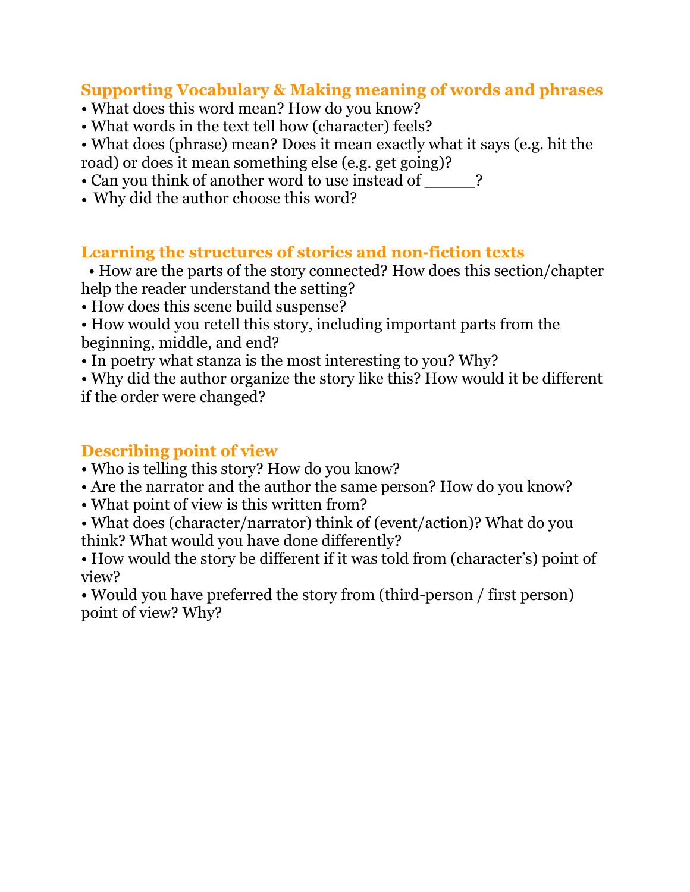## Supporting Vocabulary & Making meaning of words and phrases

- What does this word mean? How do you know?
- What words in the text tell how (character) feels?
- What does (phrase) mean? Does it mean exactly what it says (e.g. hit the road) or does it mean something else (e.g. get going)?
- Can you think of another word to use instead of _____?
- Why did the author choose this word?

## Learning the structures of stories and non-fiction texts

- How are the parts of the story connected? How does this section/chapter help the reader understand the setting?
- How does this scene build suspense?
- How would you retell this story, including important parts from the beginning, middle, and end?
- In poetry what stanza is the most interesting to you? Why?
- Why did the author organize the story like this? How would it be different if the order were changed?

## Describing point of view

- Who is telling this story? How do you know?
- Are the narrator and the author the same person? How do you know?
- What point of view is this written from?
- What does (character/narrator) think of (event/action)? What do you think? What would you have done differently?
- How would the story be different if it was told from (character's) point of view?
- Would you have preferred the story from (third-person / first person) point of view? Why?